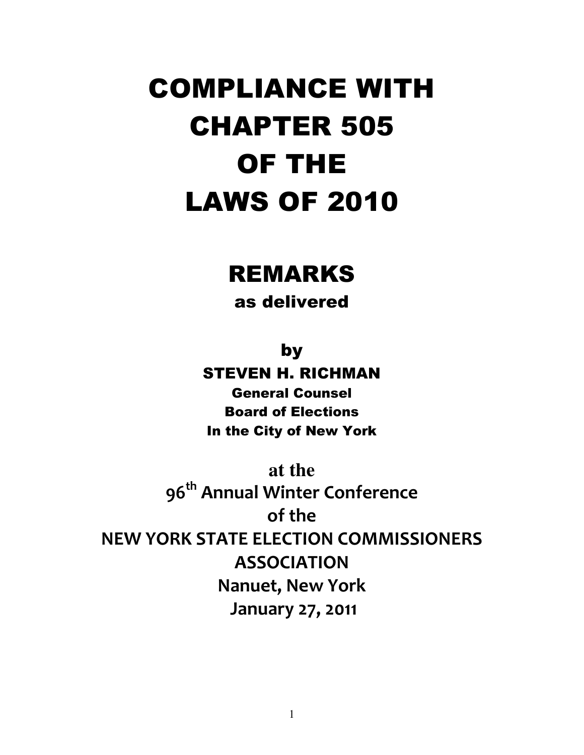# COMPLIANCE WITH CHAPTER 505 OF THE LAWS OF 2010

## REMARKS

**as delivered**

**by**

**STEVEN H. RICHMAN**
**General Counsel**
**Board of Elections**
**In the City of New York**

**at the**
**96th Annual Winter Conference**
**of the**
**NEW YORK STATE ELECTION COMMISSIONERS ASSOCIATION**
**Nanuet, New York**
**January 27, 2011**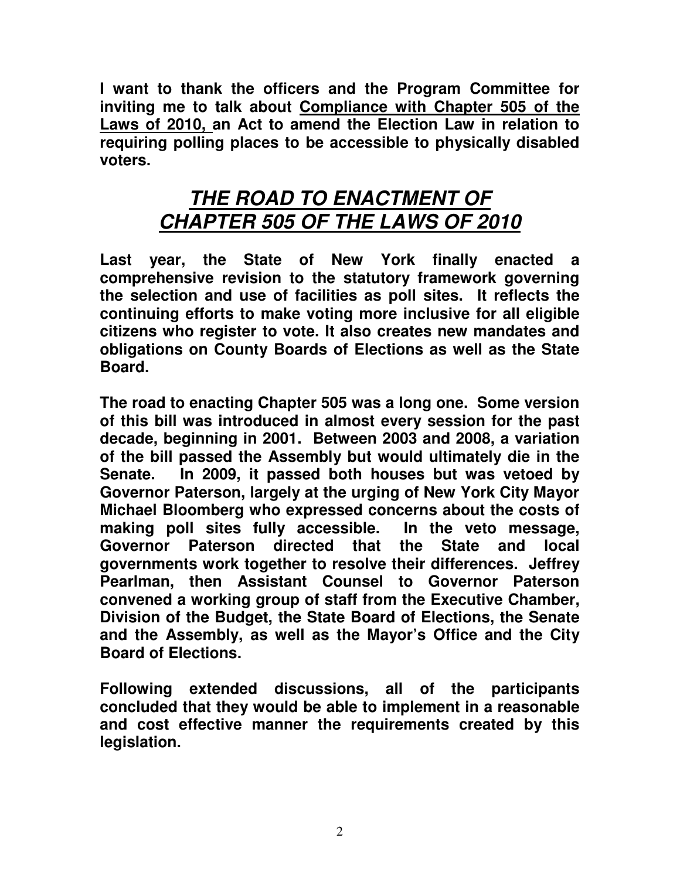**I want to thank the officers and the Program Committee for inviting me to talk about <u>Compliance with Chapter 505 of the Laws of 2010,</u> an Act to amend the Election Law in relation to requiring polling places to be accessible to physically disabled voters.**

## ***<u>THE ROAD TO ENACTMENT OF CHAPTER 505 OF THE LAWS OF 2010</u>***

**Last year, the State of New York finally enacted a comprehensive revision to the statutory framework governing the selection and use of facilities as poll sites. It reflects the continuing efforts to make voting more inclusive for all eligible citizens who register to vote. It also creates new mandates and obligations on County Boards of Elections as well as the State Board.**

**The road to enacting Chapter 505 was a long one. Some version of this bill was introduced in almost every session for the past decade, beginning in 2001. Between 2003 and 2008, a variation of the bill passed the Assembly but would ultimately die in the Senate. In 2009, it passed both houses but was vetoed by Governor Paterson, largely at the urging of New York City Mayor Michael Bloomberg who expressed concerns about the costs of making poll sites fully accessible. In the veto message, Governor Paterson directed that the State and local governments work together to resolve their differences. Jeffrey Pearlman, then Assistant Counsel to Governor Paterson convened a working group of staff from the Executive Chamber, Division of the Budget, the State Board of Elections, the Senate and the Assembly, as well as the Mayor's Office and the City Board of Elections.**

**Following extended discussions, all of the participants concluded that they would be able to implement in a reasonable and cost effective manner the requirements created by this legislation.**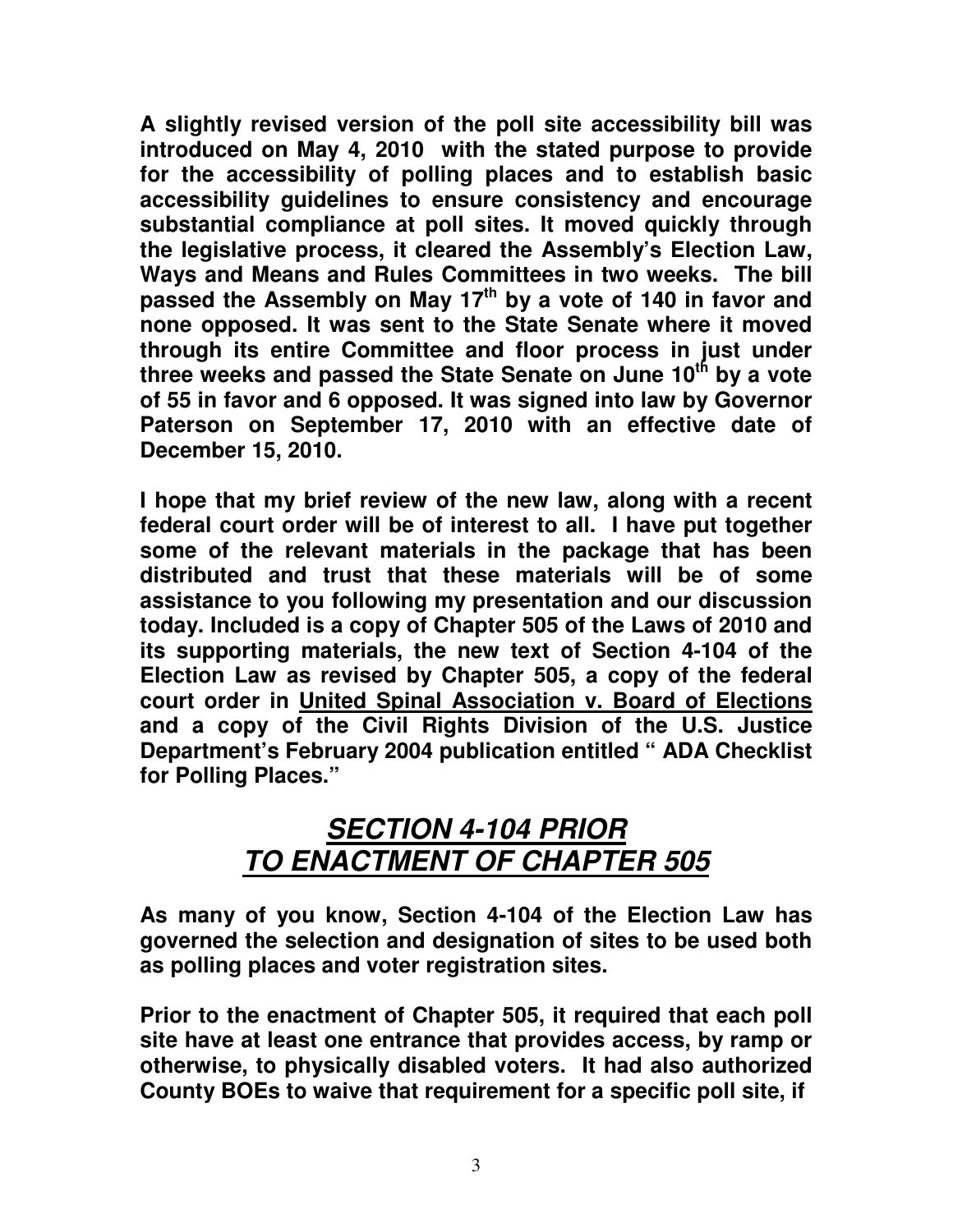**A slightly revised version of the poll site accessibility bill was introduced on May 4, 2010 with the stated purpose to provide for the accessibility of polling places and to establish basic accessibility guidelines to ensure consistency and encourage substantial compliance at poll sites. It moved quickly through the legislative process, it cleared the Assembly's Election Law, Ways and Means and Rules Committees in two weeks. The bill passed the Assembly on May 17th by a vote of 140 in favor and none opposed. It was sent to the State Senate where it moved through its entire Committee and floor process in just under three weeks and passed the State Senate on June 10th by a vote of 55 in favor and 6 opposed. It was signed into law by Governor Paterson on September 17, 2010 with an effective date of December 15, 2010.**

**I hope that my brief review of the new law, along with a recent federal court order will be of interest to all. I have put together some of the relevant materials in the package that has been distributed and trust that these materials will be of some assistance to you following my presentation and our discussion today. Included is a copy of Chapter 505 of the Laws of 2010 and its supporting materials, the new text of Section 4-104 of the Election Law as revised by Chapter 505, a copy of the federal court order in <u>United Spinal Association v. Board of Elections</u> and a copy of the Civil Rights Division of the U.S. Justice Department's February 2004 publication entitled " ADA Checklist for Polling Places."**

## ***<u>SECTION 4-104 PRIOR TO ENACTMENT OF CHAPTER 505</u>***

**As many of you know, Section 4-104 of the Election Law has governed the selection and designation of sites to be used both as polling places and voter registration sites.**

**Prior to the enactment of Chapter 505, it required that each poll site have at least one entrance that provides access, by ramp or otherwise, to physically disabled voters. It had also authorized County BOEs to waive that requirement for a specific poll site, if**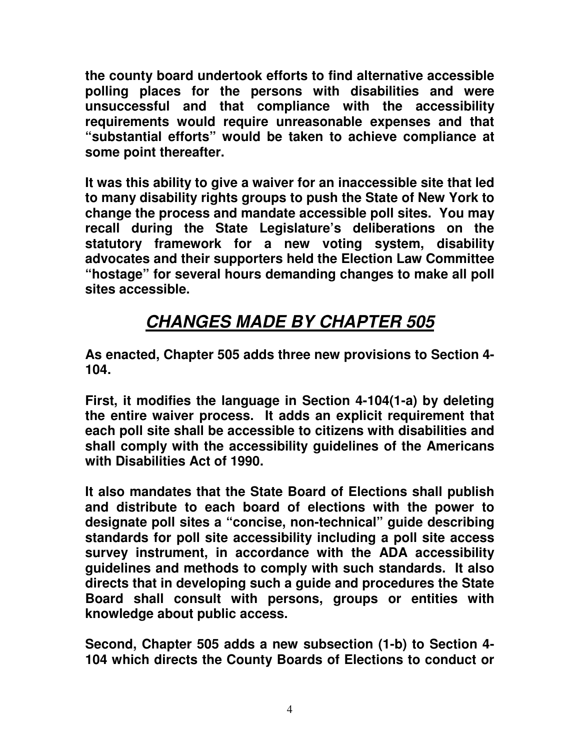**the county board undertook efforts to find alternative accessible polling places for the persons with disabilities and were unsuccessful and that compliance with the accessibility requirements would require unreasonable expenses and that "substantial efforts" would be taken to achieve compliance at some point thereafter.**

**It was this ability to give a waiver for an inaccessible site that led to many disability rights groups to push the State of New York to change the process and mandate accessible poll sites. You may recall during the State Legislature's deliberations on the statutory framework for a new voting system, disability advocates and their supporters held the Election Law Committee "hostage" for several hours demanding changes to make all poll sites accessible.**

## ***CHANGES MADE BY CHAPTER 505***

**As enacted, Chapter 505 adds three new provisions to Section 4-104.**

**First, it modifies the language in Section 4-104(1-a) by deleting the entire waiver process. It adds an explicit requirement that each poll site shall be accessible to citizens with disabilities and shall comply with the accessibility guidelines of the Americans with Disabilities Act of 1990.**

**It also mandates that the State Board of Elections shall publish and distribute to each board of elections with the power to designate poll sites a "concise, non-technical" guide describing standards for poll site accessibility including a poll site access survey instrument, in accordance with the ADA accessibility guidelines and methods to comply with such standards. It also directs that in developing such a guide and procedures the State Board shall consult with persons, groups or entities with knowledge about public access.**

**Second, Chapter 505 adds a new subsection (1-b) to Section 4-104 which directs the County Boards of Elections to conduct or**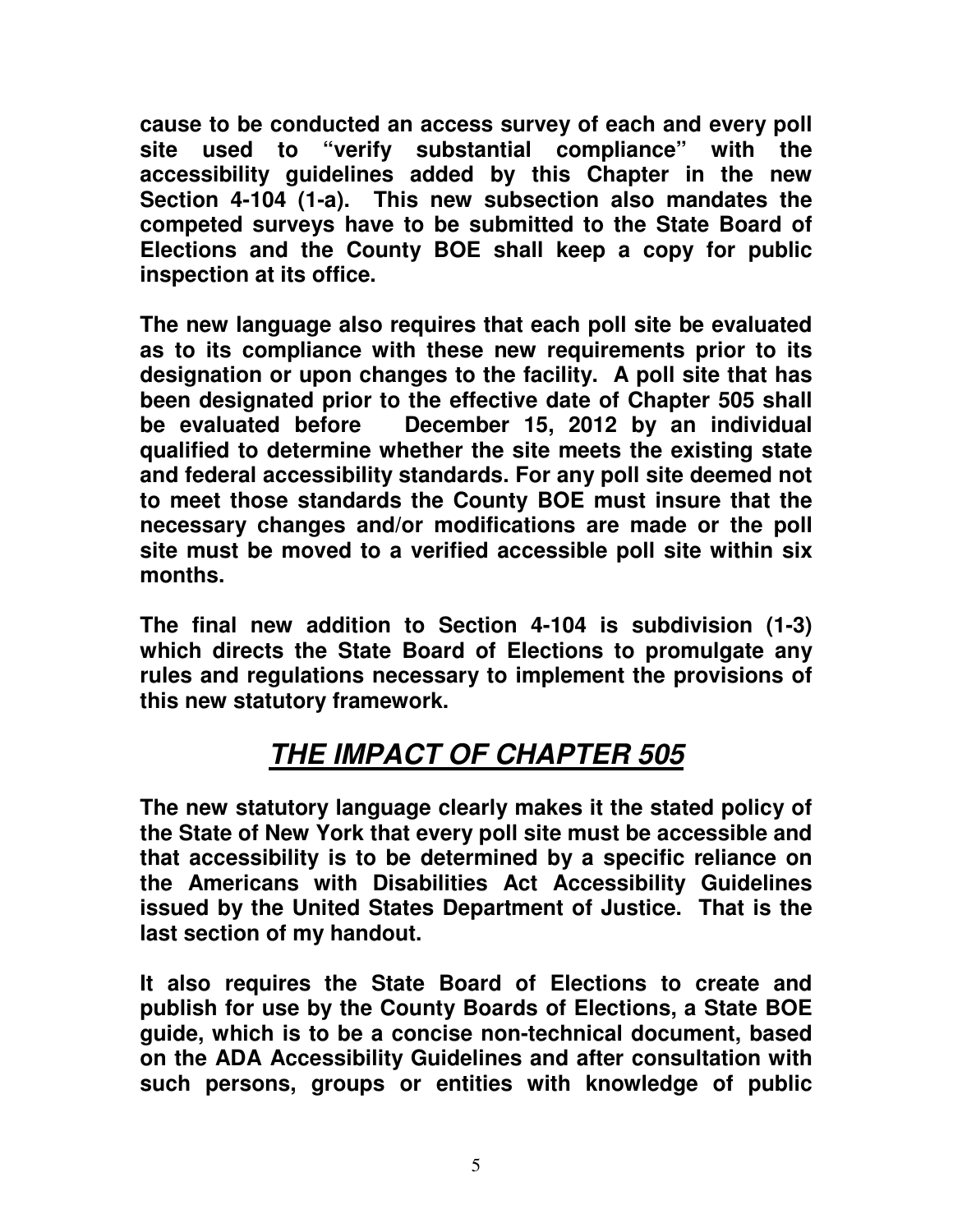**cause to be conducted an access survey of each and every poll site used to "verify substantial compliance" with the accessibility guidelines added by this Chapter in the new Section 4-104 (1-a). This new subsection also mandates the competed surveys have to be submitted to the State Board of Elections and the County BOE shall keep a copy for public inspection at its office.**

**The new language also requires that each poll site be evaluated as to its compliance with these new requirements prior to its designation or upon changes to the facility. A poll site that has been designated prior to the effective date of Chapter 505 shall be evaluated before December 15, 2012 by an individual qualified to determine whether the site meets the existing state and federal accessibility standards. For any poll site deemed not to meet those standards the County BOE must insure that the necessary changes and/or modifications are made or the poll site must be moved to a verified accessible poll site within six months.**

**The final new addition to Section 4-104 is subdivision (1-3) which directs the State Board of Elections to promulgate any rules and regulations necessary to implement the provisions of this new statutory framework.**

## ***THE IMPACT OF CHAPTER 505***

**The new statutory language clearly makes it the stated policy of the State of New York that every poll site must be accessible and that accessibility is to be determined by a specific reliance on the Americans with Disabilities Act Accessibility Guidelines issued by the United States Department of Justice. That is the last section of my handout.**

**It also requires the State Board of Elections to create and publish for use by the County Boards of Elections, a State BOE guide, which is to be a concise non-technical document, based on the ADA Accessibility Guidelines and after consultation with such persons, groups or entities with knowledge of public**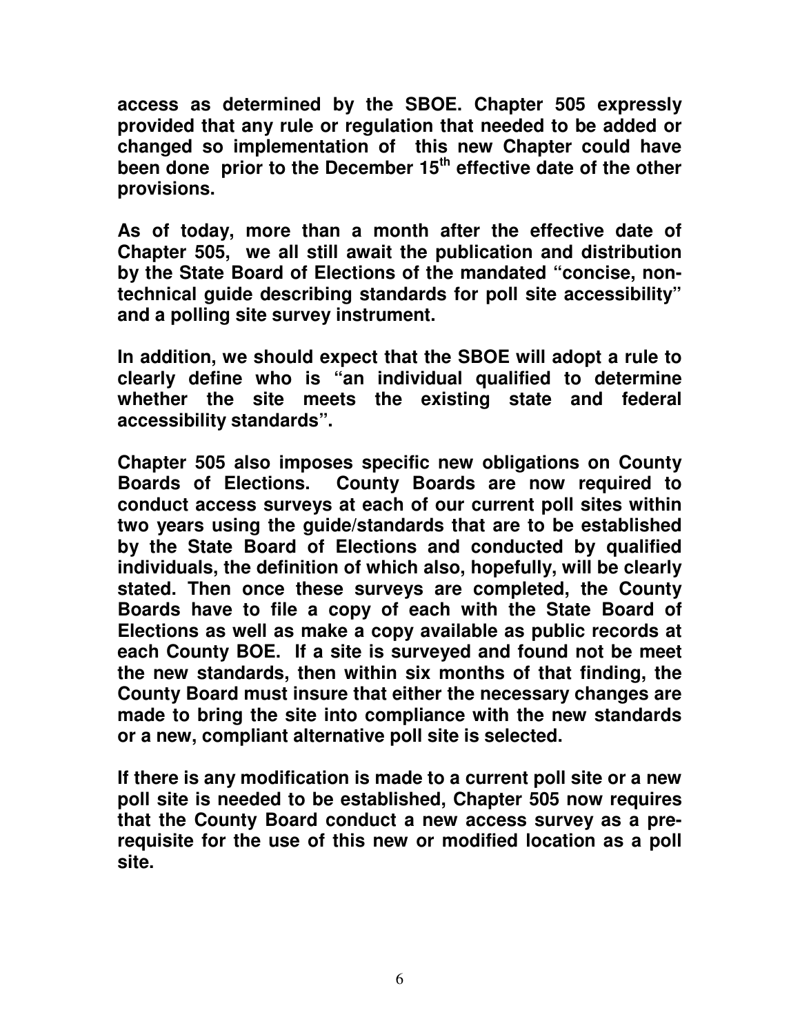**access as determined by the SBOE. Chapter 505 expressly provided that any rule or regulation that needed to be added or changed so implementation of this new Chapter could have been done prior to the December 15th effective date of the other provisions.**

**As of today, more than a month after the effective date of Chapter 505, we all still await the publication and distribution by the State Board of Elections of the mandated "concise, non-technical guide describing standards for poll site accessibility" and a polling site survey instrument.**

**In addition, we should expect that the SBOE will adopt a rule to clearly define who is "an individual qualified to determine whether the site meets the existing state and federal accessibility standards".**

**Chapter 505 also imposes specific new obligations on County Boards of Elections. County Boards are now required to conduct access surveys at each of our current poll sites within two years using the guide/standards that are to be established by the State Board of Elections and conducted by qualified individuals, the definition of which also, hopefully, will be clearly stated. Then once these surveys are completed, the County Boards have to file a copy of each with the State Board of Elections as well as make a copy available as public records at each County BOE. If a site is surveyed and found not be meet the new standards, then within six months of that finding, the County Board must insure that either the necessary changes are made to bring the site into compliance with the new standards or a new, compliant alternative poll site is selected.**

**If there is any modification is made to a current poll site or a new poll site is needed to be established, Chapter 505 now requires that the County Board conduct a new access survey as a pre-requisite for the use of this new or modified location as a poll site.**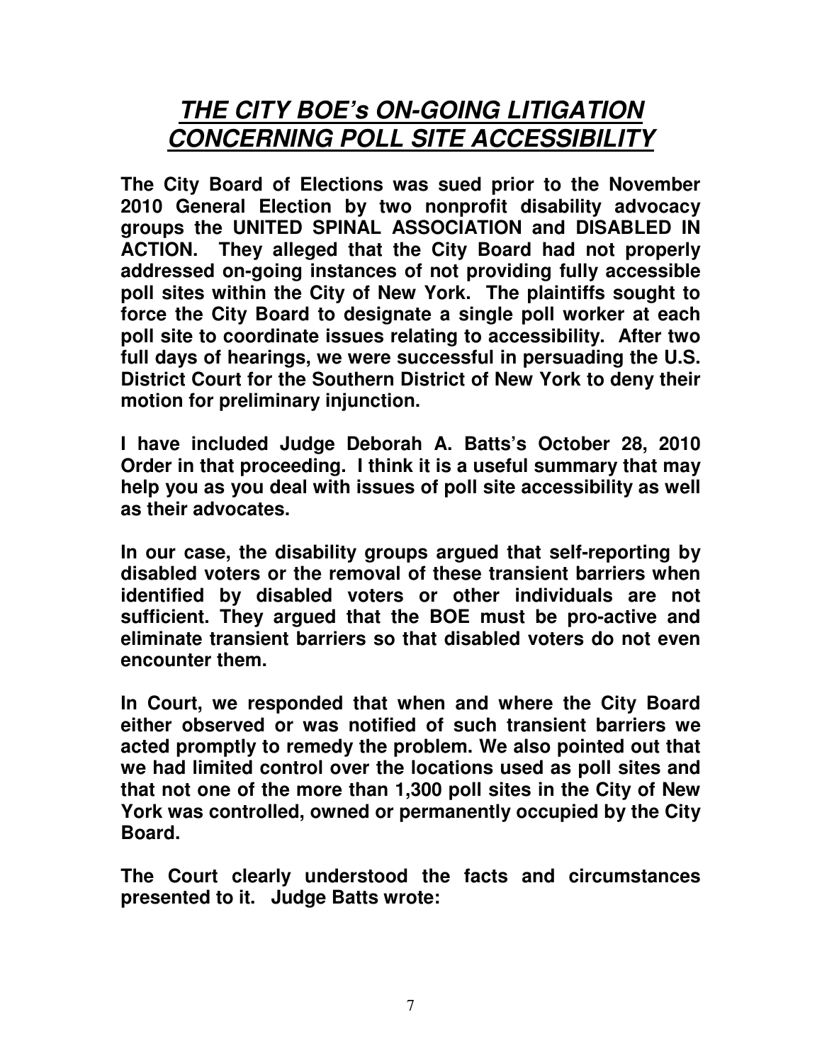# ***THE CITY BOE's ON-GOING LITIGATION CONCERNING POLL SITE ACCESSIBILITY***

**The City Board of Elections was sued prior to the November 2010 General Election by two nonprofit disability advocacy groups the UNITED SPINAL ASSOCIATION and DISABLED IN ACTION. They alleged that the City Board had not properly addressed on-going instances of not providing fully accessible poll sites within the City of New York. The plaintiffs sought to force the City Board to designate a single poll worker at each poll site to coordinate issues relating to accessibility. After two full days of hearings, we were successful in persuading the U.S. District Court for the Southern District of New York to deny their motion for preliminary injunction.**

**I have included Judge Deborah A. Batts's October 28, 2010 Order in that proceeding. I think it is a useful summary that may help you as you deal with issues of poll site accessibility as well as their advocates.**

**In our case, the disability groups argued that self-reporting by disabled voters or the removal of these transient barriers when identified by disabled voters or other individuals are not sufficient. They argued that the BOE must be pro-active and eliminate transient barriers so that disabled voters do not even encounter them.**

**In Court, we responded that when and where the City Board either observed or was notified of such transient barriers we acted promptly to remedy the problem. We also pointed out that we had limited control over the locations used as poll sites and that not one of the more than 1,300 poll sites in the City of New York was controlled, owned or permanently occupied by the City Board.**

**The Court clearly understood the facts and circumstances presented to it. Judge Batts wrote:**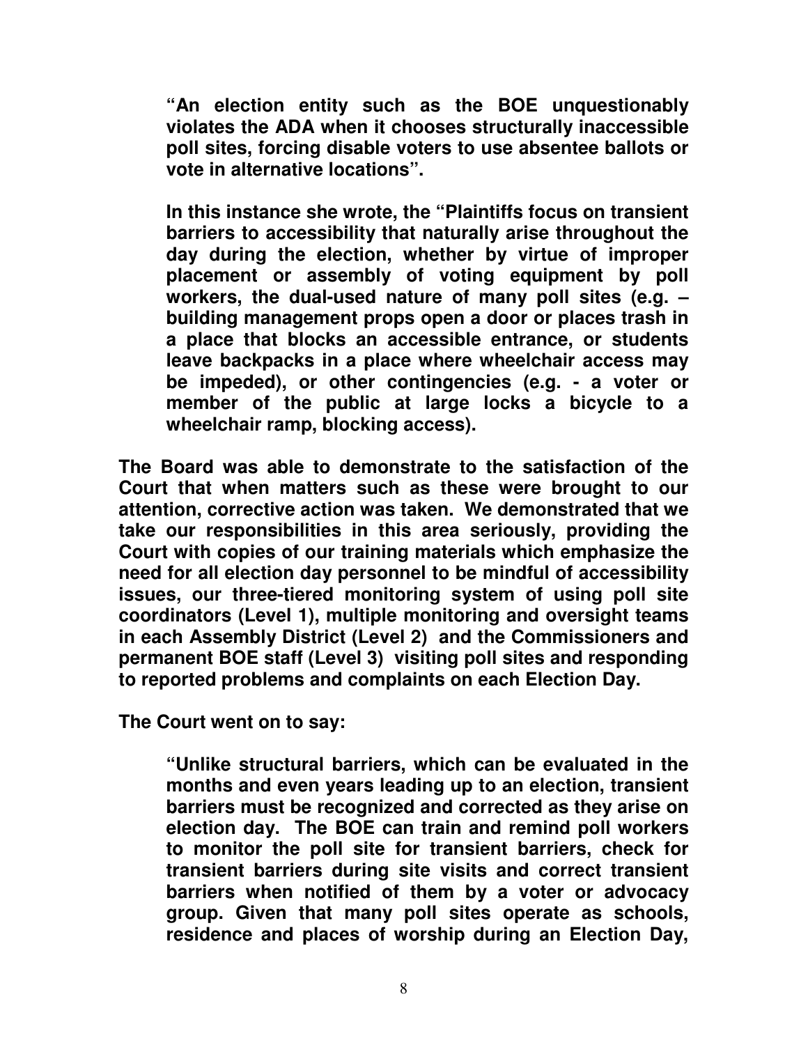**"An election entity such as the BOE unquestionably violates the ADA when it chooses structurally inaccessible poll sites, forcing disable voters to use absentee ballots or vote in alternative locations".**

> **In this instance she wrote, the "Plaintiffs focus on transient barriers to accessibility that naturally arise throughout the day during the election, whether by virtue of improper placement or assembly of voting equipment by poll workers, the dual-used nature of many poll sites (e.g. – building management props open a door or places trash in a place that blocks an accessible entrance, or students leave backpacks in a place where wheelchair access may be impeded), or other contingencies (e.g. - a voter or member of the public at large locks a bicycle to a wheelchair ramp, blocking access).**

**The Board was able to demonstrate to the satisfaction of the Court that when matters such as these were brought to our attention, corrective action was taken. We demonstrated that we take our responsibilities in this area seriously, providing the Court with copies of our training materials which emphasize the need for all election day personnel to be mindful of accessibility issues, our three-tiered monitoring system of using poll site coordinators (Level 1), multiple monitoring and oversight teams in each Assembly District (Level 2) and the Commissioners and permanent BOE staff (Level 3) visiting poll sites and responding to reported problems and complaints on each Election Day.**

**The Court went on to say:**

> **"Unlike structural barriers, which can be evaluated in the months and even years leading up to an election, transient barriers must be recognized and corrected as they arise on election day. The BOE can train and remind poll workers to monitor the poll site for transient barriers, check for transient barriers during site visits and correct transient barriers when notified of them by a voter or advocacy group. Given that many poll sites operate as schools, residence and places of worship during an Election Day,**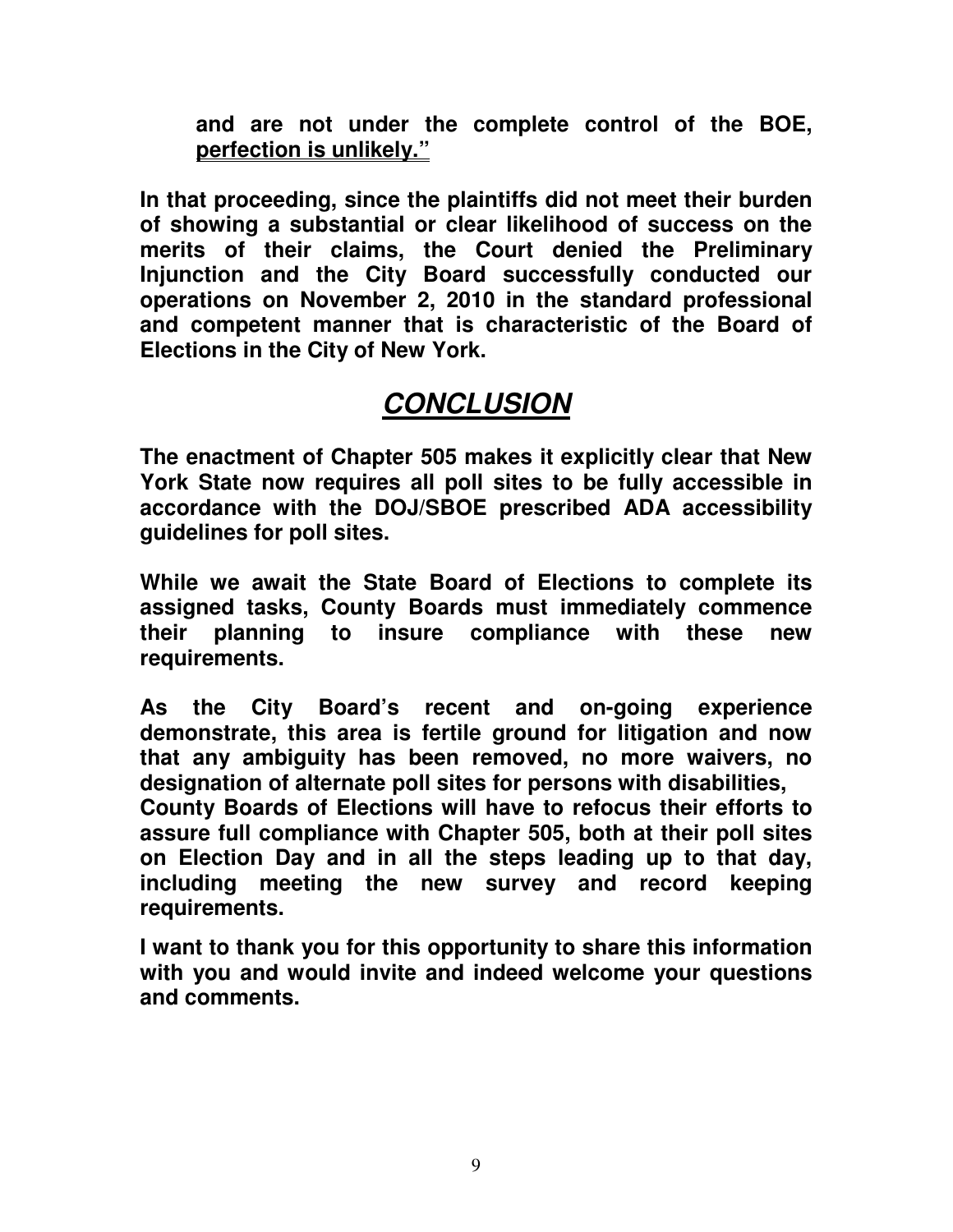**and are not under the complete control of the BOE, <u>perfection is unlikely.”</u>**

**In that proceeding, since the plaintiffs did not meet their burden of showing a substantial or clear likelihood of success on the merits of their claims, the Court denied the Preliminary Injunction and the City Board successfully conducted our operations on November 2, 2010 in the standard professional and competent manner that is characteristic of the Board of Elections in the City of New York.**

## ***<u>CONCLUSION</u>***

**The enactment of Chapter 505 makes it explicitly clear that New York State now requires all poll sites to be fully accessible in accordance with the DOJ/SBOE prescribed ADA accessibility guidelines for poll sites.**

**While we await the State Board of Elections to complete its assigned tasks, County Boards must immediately commence their planning to insure compliance with these new requirements.**

**As the City Board’s recent and on-going experience demonstrate, this area is fertile ground for litigation and now that any ambiguity has been removed, no more waivers, no designation of alternate poll sites for persons with disabilities, County Boards of Elections will have to refocus their efforts to assure full compliance with Chapter 505, both at their poll sites on Election Day and in all the steps leading up to that day, including meeting the new survey and record keeping requirements.**

**I want to thank you for this opportunity to share this information with you and would invite and indeed welcome your questions and comments.**